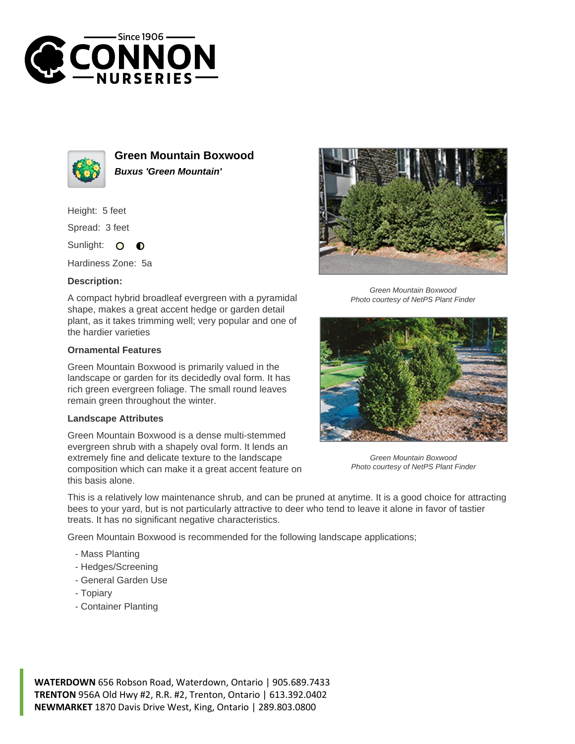# Green Mountain Boxwood

***Buxus 'Green Mountain'***

Height: 5 feet

Spread: 3 feet

Sunlight:

Hardiness Zone: 5a

### Description:

A compact hybrid broadleaf evergreen with a pyramidal shape, makes a great accent hedge or garden detail plant, as it takes trimming well; very popular and one of the hardier varieties

### Ornamental Features

Green Mountain Boxwood is primarily valued in the landscape or garden for its decidedly oval form. It has rich green evergreen foliage. The small round leaves remain green throughout the winter.

### Landscape Attributes

Green Mountain Boxwood is a dense multi-stemmed evergreen shrub with a shapely oval form. It lends an extremely fine and delicate texture to the landscape composition which can make it a great accent feature on this basis alone.

This is a relatively low maintenance shrub, and can be pruned at anytime. It is a good choice for attracting bees to your yard, but is not particularly attractive to deer who tend to leave it alone in favor of tastier treats. It has no significant negative characteristics.

Green Mountain Boxwood is recommended for the following landscape applications;

- Mass Planting
- Hedges/Screening
- General Garden Use
- Topiary
- Container Planting

*Green Mountain Boxwood*
*Photo courtesy of NetPS Plant Finder*

*Green Mountain Boxwood*
*Photo courtesy of NetPS Plant Finder*

**WATERDOWN** 656 Robson Road, Waterdown, Ontario | 905.689.7433
**TRENTON** 956A Old Hwy #2, R.R. #2, Trenton, Ontario | 613.392.0402
**NEWMARKET** 1870 Davis Drive West, King, Ontario | 289.803.0800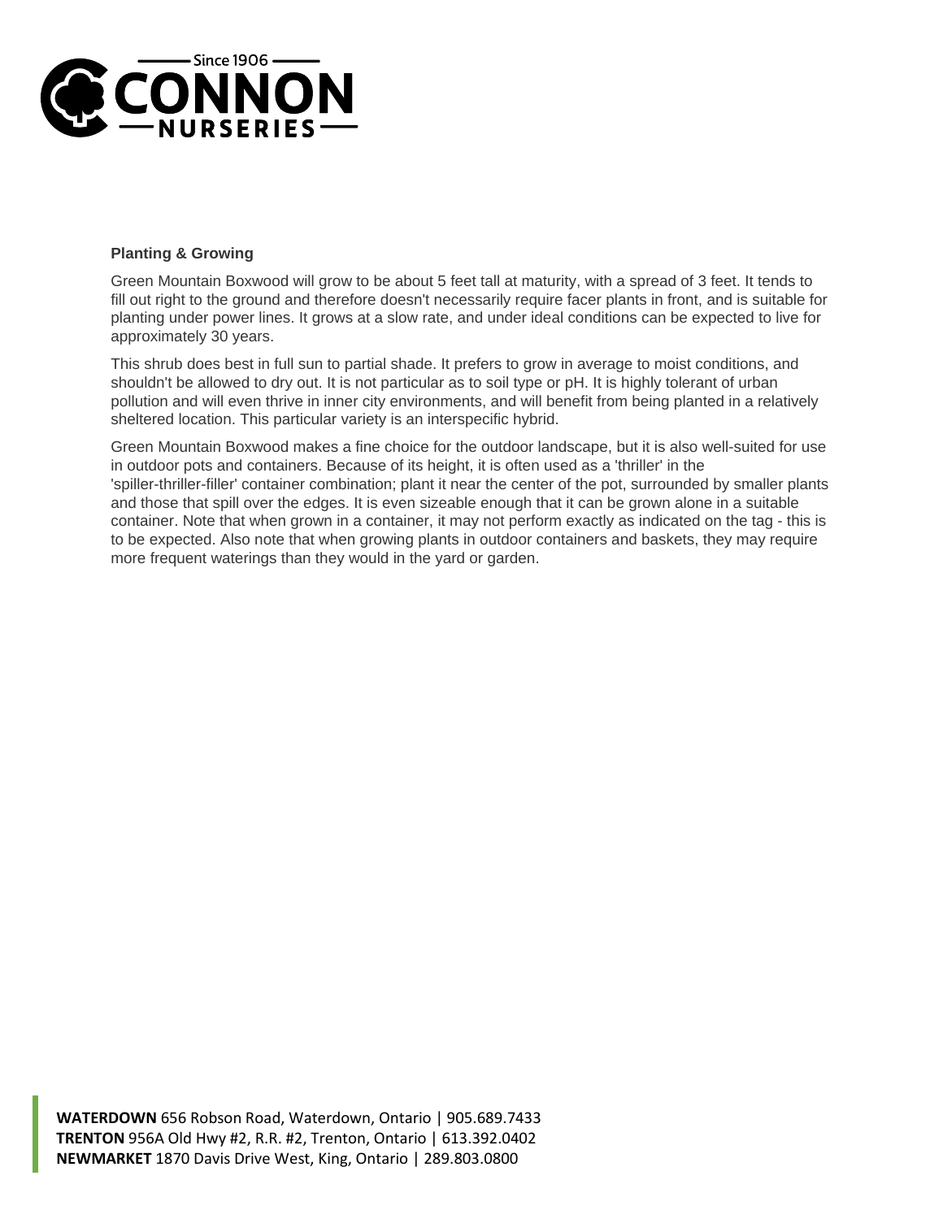## Planting & Growing

Green Mountain Boxwood will grow to be about 5 feet tall at maturity, with a spread of 3 feet. It tends to fill out right to the ground and therefore doesn't necessarily require facer plants in front, and is suitable for planting under power lines. It grows at a slow rate, and under ideal conditions can be expected to live for approximately 30 years.

This shrub does best in full sun to partial shade. It prefers to grow in average to moist conditions, and shouldn't be allowed to dry out. It is not particular as to soil type or pH. It is highly tolerant of urban pollution and will even thrive in inner city environments, and will benefit from being planted in a relatively sheltered location. This particular variety is an interspecific hybrid.

Green Mountain Boxwood makes a fine choice for the outdoor landscape, but it is also well-suited for use in outdoor pots and containers. Because of its height, it is often used as a 'thriller' in the 'spiller-thriller-filler' container combination; plant it near the center of the pot, surrounded by smaller plants and those that spill over the edges. It is even sizeable enough that it can be grown alone in a suitable container. Note that when grown in a container, it may not perform exactly as indicated on the tag - this is to be expected. Also note that when growing plants in outdoor containers and baskets, they may require more frequent waterings than they would in the yard or garden.